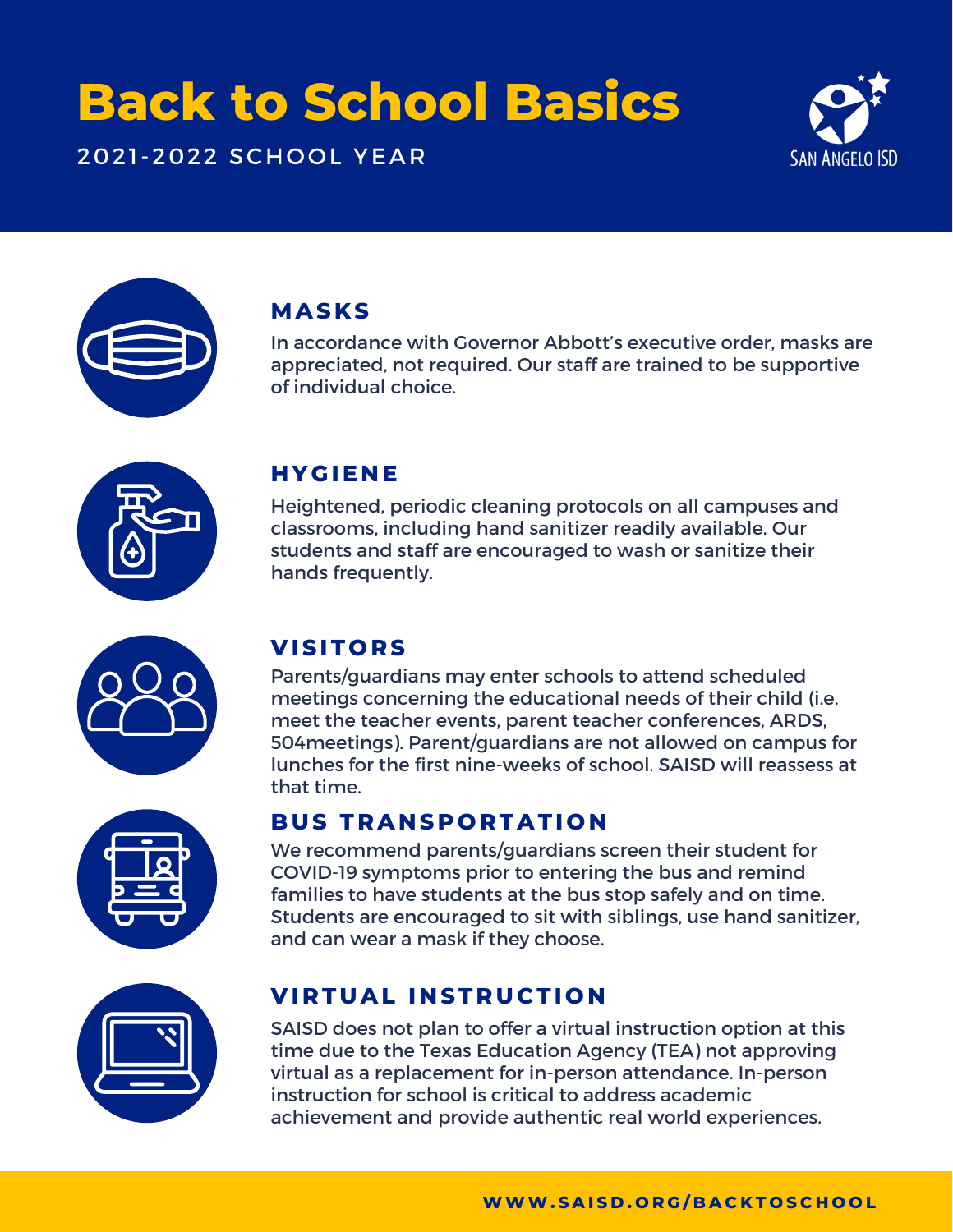# Back to School Basics

2021-2022 SCHOOL YEAR

SAN ANGELO ISD

## MASKS

In accordance with Governor Abbott's executive order, masks are appreciated, not required. Our staff are trained to be supportive of individual choice.

## HYGIENE

Heightened, periodic cleaning protocols on all campuses and classrooms, including hand sanitizer readily available. Our students and staff are encouraged to wash or sanitize their hands frequently.

## VISITORS

Parents/guardians may enter schools to attend scheduled meetings concerning the educational needs of their child (i.e. meet the teacher events, parent teacher conferences, ARDS, 504meetings). Parent/guardians are not allowed on campus for lunches for the first nine-weeks of school. SAISD will reassess at that time.

## BUS TRANSPORTATION

We recommend parents/guardians screen their student for COVID-19 symptoms prior to entering the bus and remind families to have students at the bus stop safely and on time. Students are encouraged to sit with siblings, use hand sanitizer, and can wear a mask if they choose.

## VIRTUAL INSTRUCTION

SAISD does not plan to offer a virtual instruction option at this time due to the Texas Education Agency (TEA) not approving virtual as a replacement for in-person attendance. In-person instruction for school is critical to address academic achievement and provide authentic real world experiences.

WWW.SAISD.ORG/BACKTOSCHOOL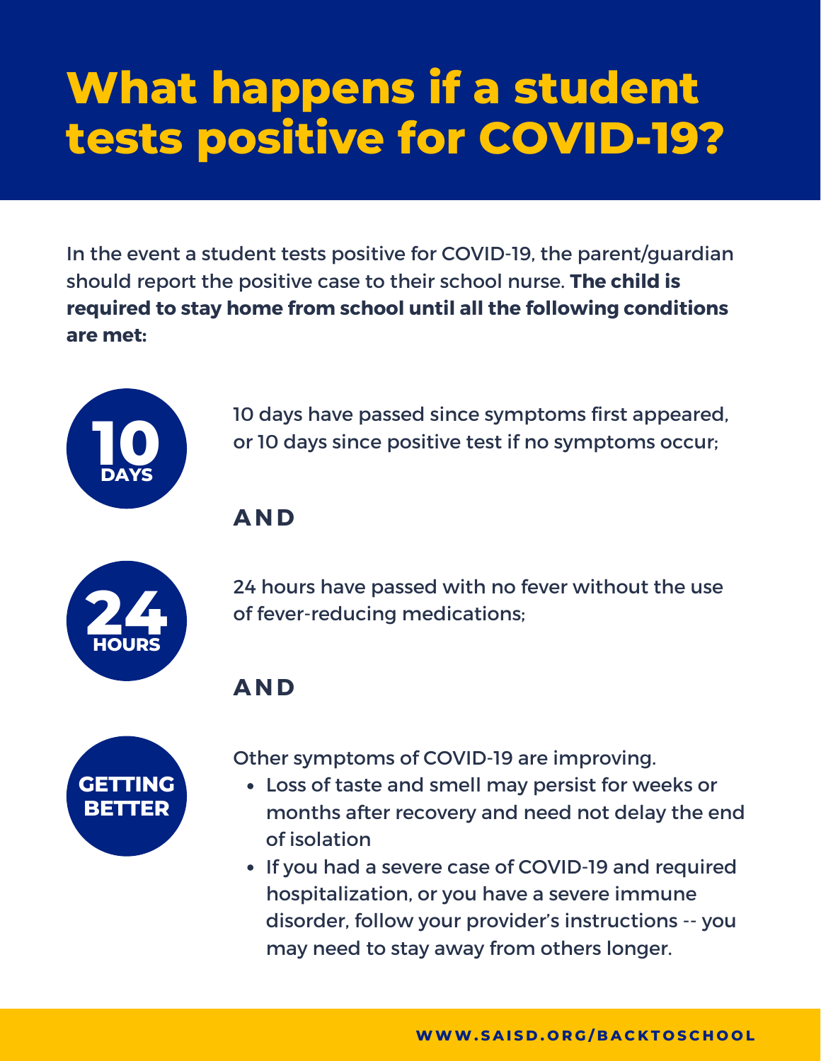# What happens if a student tests positive for COVID-19?

In the event a student tests positive for COVID-19, the parent/guardian should report the positive case to their school nurse. **The child is required to stay home from school until all the following conditions are met:**

**10 DAYS**

10 days have passed since symptoms first appeared, or 10 days since positive test if no symptoms occur;

**AND**

**24 HOURS**

24 hours have passed with no fever without the use of fever-reducing medications;

**AND**

**GETTING BETTER**

Other symptoms of COVID-19 are improving.

- Loss of taste and smell may persist for weeks or months after recovery and need not delay the end of isolation
- If you had a severe case of COVID-19 and required hospitalization, or you have a severe immune disorder, follow your provider's instructions -- you may need to stay away from others longer.

**WWW.SAISD.ORG/BACKTOSCHOOL**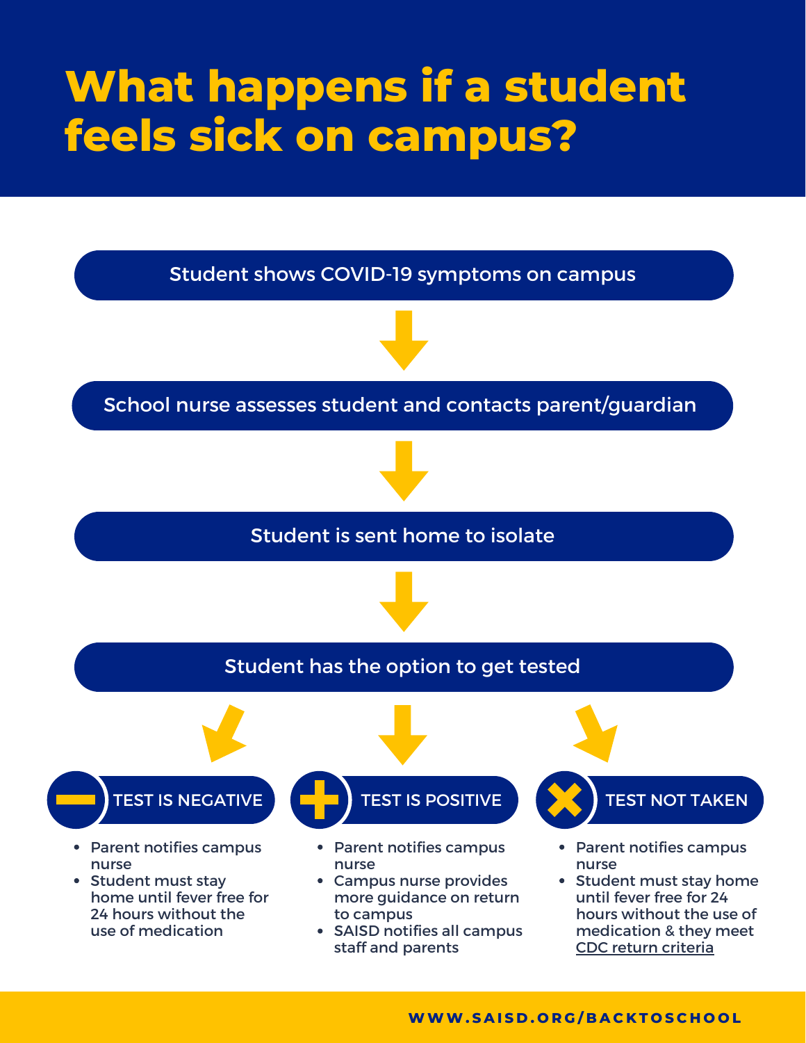# What happens if a student feels sick on campus?

Student shows COVID-19 symptoms on campus

↓

School nurse assesses student and contacts parent/guardian

↓

Student is sent home to isolate

↓

Student has the option to get tested

### TEST IS NEGATIVE

- Parent notifies campus nurse
- Student must stay home until fever free for 24 hours without the use of medication

### TEST IS POSITIVE

- Parent notifies campus nurse
- Campus nurse provides more guidance on return to campus
- SAISD notifies all campus staff and parents

### TEST NOT TAKEN

- Parent notifies campus nurse
- Student must stay home until fever free for 24 hours without the use of medication & they meet CDC return criteria

WWW.SAISD.ORG/BACKTOSCHOOL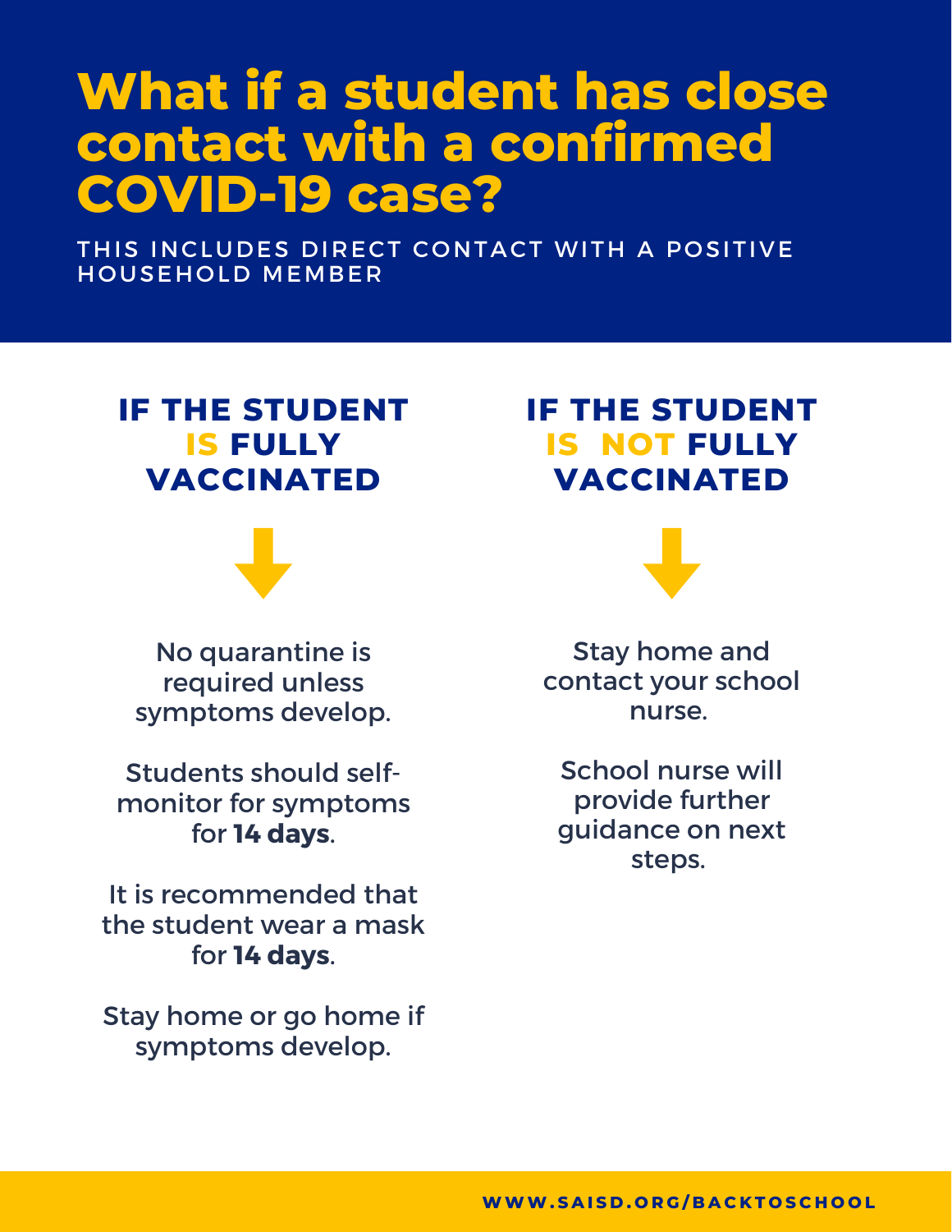# What if a student has close contact with a confirmed COVID-19 case?

THIS INCLUDES DIRECT CONTACT WITH A POSITIVE HOUSEHOLD MEMBER

## IF THE STUDENT IS FULLY VACCINATED

No quarantine is required unless symptoms develop.

Students should self-monitor for symptoms for **14 days**.

It is recommended that the student wear a mask for **14 days**.

Stay home or go home if symptoms develop.

## IF THE STUDENT IS NOT FULLY VACCINATED

Stay home and contact your school nurse.

School nurse will provide further guidance on next steps.

**WWW.SAISD.ORG/BACKTOSCHOOL**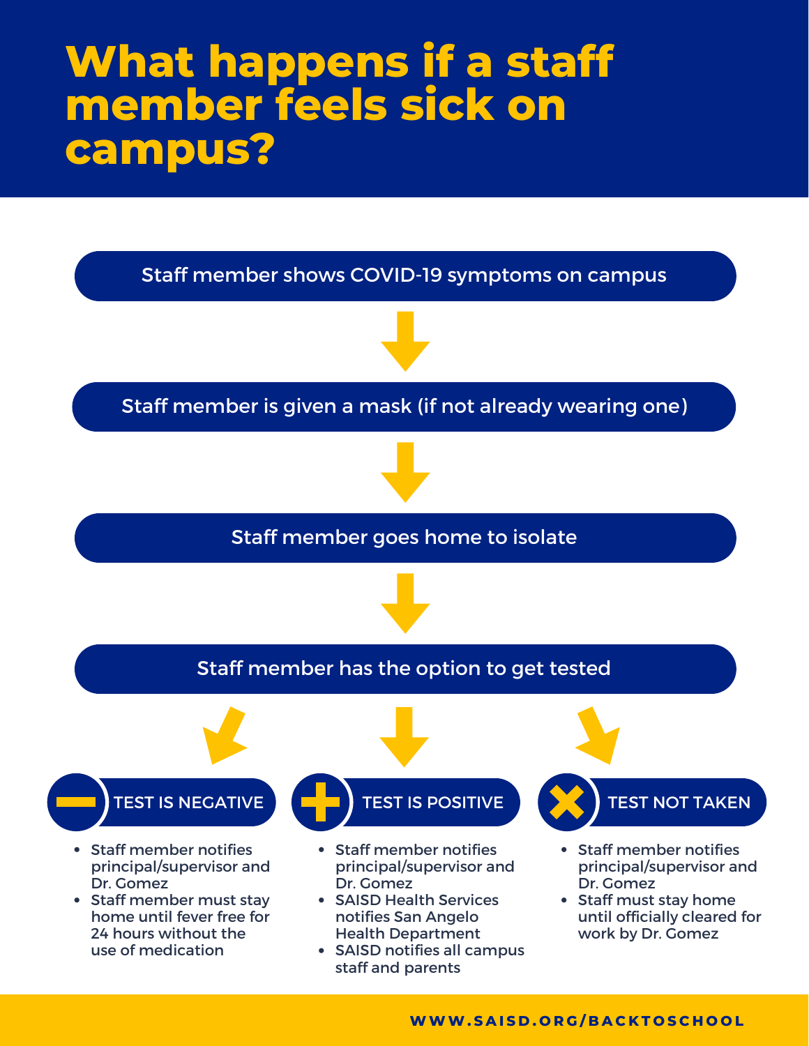# What happens if a staff member feels sick on campus?

Staff member shows COVID-19 symptoms on campus

↓

Staff member is given a mask (if not already wearing one)

↓

Staff member goes home to isolate

↓

Staff member has the option to get tested

### TEST IS NEGATIVE

- Staff member notifies principal/supervisor and Dr. Gomez
- Staff member must stay home until fever free for 24 hours without the use of medication

### TEST IS POSITIVE

- Staff member notifies principal/supervisor and Dr. Gomez
- SAISD Health Services notifies San Angelo Health Department
- SAISD notifies all campus staff and parents

### TEST NOT TAKEN

- Staff member notifies principal/supervisor and Dr. Gomez
- Staff must stay home until officially cleared for work by Dr. Gomez

WWW.SAISD.ORG/BACKTOSCHOOL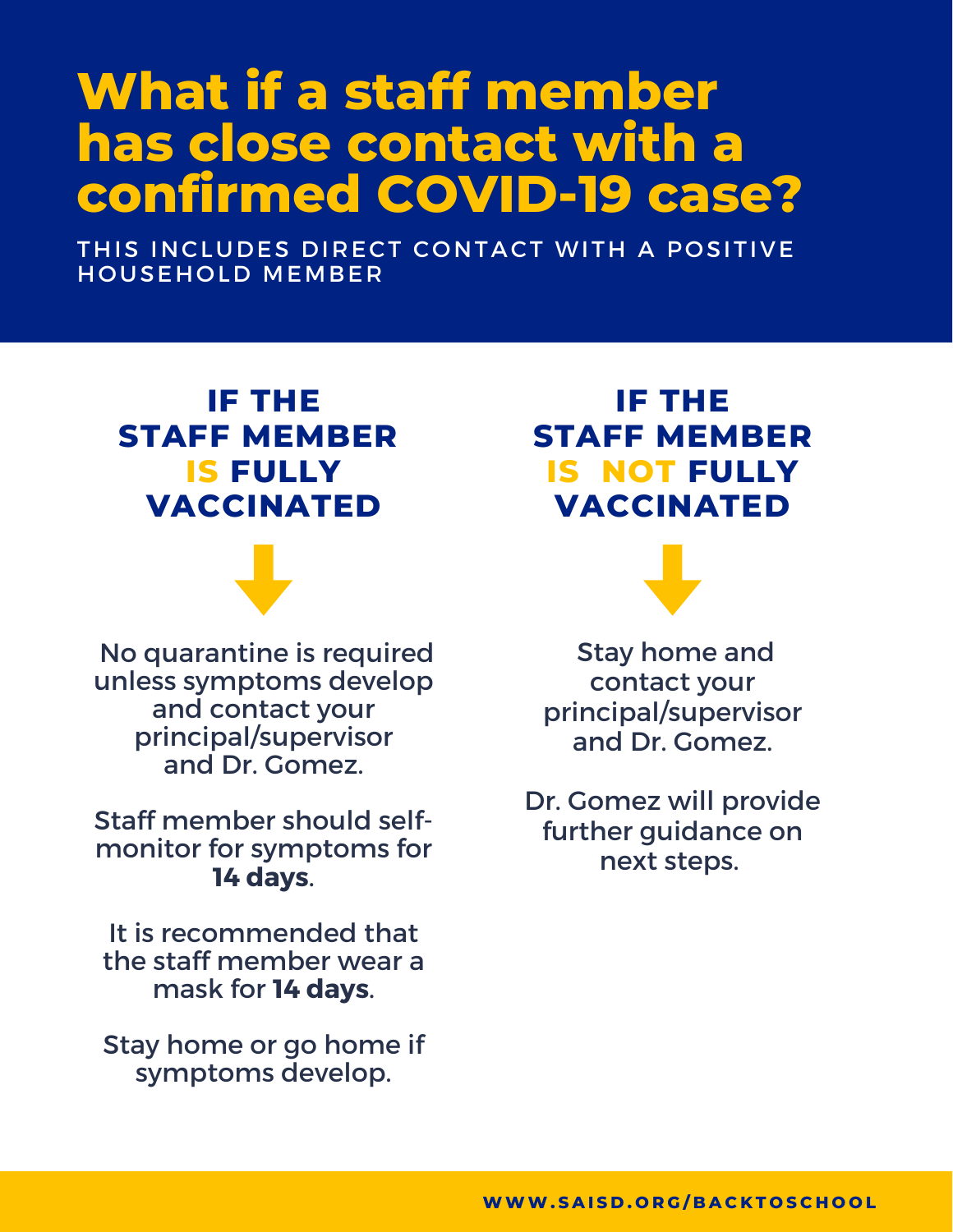# What if a staff member has close contact with a confirmed COVID-19 case?

THIS INCLUDES DIRECT CONTACT WITH A POSITIVE HOUSEHOLD MEMBER

## IF THE STAFF MEMBER IS FULLY VACCINATED

No quarantine is required unless symptoms develop and contact your principal/supervisor and Dr. Gomez.

Staff member should self-monitor for symptoms for **14 days**.

It is recommended that the staff member wear a mask for **14 days**.

Stay home or go home if symptoms develop.

## IF THE STAFF MEMBER IS NOT FULLY VACCINATED

Stay home and contact your principal/supervisor and Dr. Gomez.

Dr. Gomez will provide further guidance on next steps.

WWW.SAISD.ORG/BACKTOSCHOOL